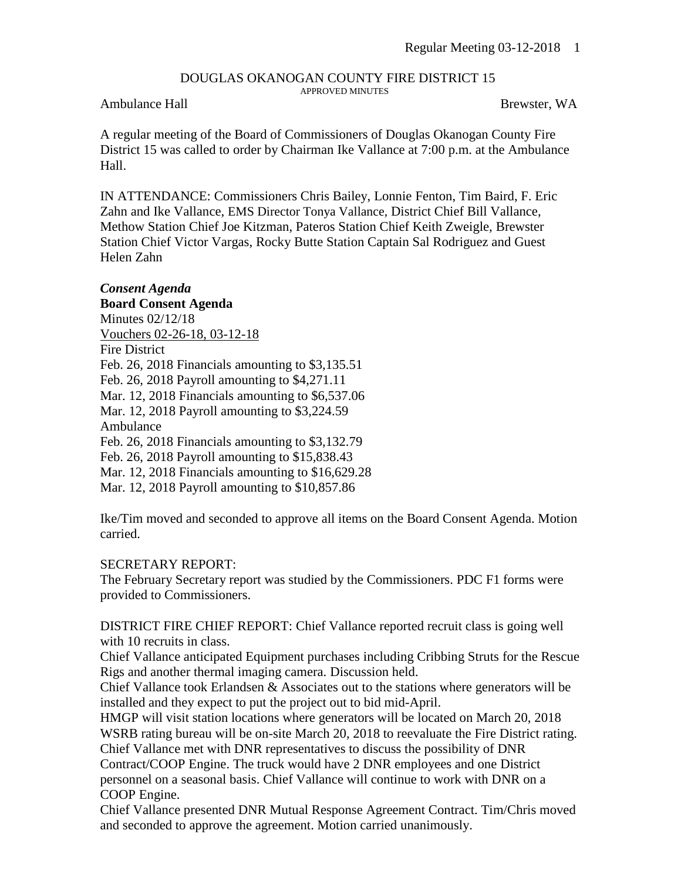DOUGLAS OKANOGAN COUNTY FIRE DISTRICT 15
APPROVED MINUTES

Ambulance Hall Brewster, WA

A regular meeting of the Board of Commissioners of Douglas Okanogan County Fire District 15 was called to order by Chairman Ike Vallance at 7:00 p.m. at the Ambulance Hall.

IN ATTENDANCE: Commissioners Chris Bailey, Lonnie Fenton, Tim Baird, F. Eric Zahn and Ike Vallance, EMS Director Tonya Vallance, District Chief Bill Vallance, Methow Station Chief Joe Kitzman, Pateros Station Chief Keith Zweigle, Brewster Station Chief Victor Vargas, Rocky Butte Station Captain Sal Rodriguez and Guest Helen Zahn

***Consent Agenda***

**Board Consent Agenda**

Minutes 02/12/18
Vouchers 02-26-18, 03-12-18
Fire District
Feb. 26, 2018 Financials amounting to $3,135.51
Feb. 26, 2018 Payroll amounting to $4,271.11
Mar. 12, 2018 Financials amounting to $6,537.06
Mar. 12, 2018 Payroll amounting to $3,224.59
Ambulance
Feb. 26, 2018 Financials amounting to $3,132.79
Feb. 26, 2018 Payroll amounting to $15,838.43
Mar. 12, 2018 Financials amounting to $16,629.28
Mar. 12, 2018 Payroll amounting to $10,857.86

Ike/Tim moved and seconded to approve all items on the Board Consent Agenda. Motion carried.

SECRETARY REPORT:
The February Secretary report was studied by the Commissioners. PDC F1 forms were provided to Commissioners.

DISTRICT FIRE CHIEF REPORT: Chief Vallance reported recruit class is going well with 10 recruits in class.
Chief Vallance anticipated Equipment purchases including Cribbing Struts for the Rescue Rigs and another thermal imaging camera. Discussion held.
Chief Vallance took Erlandsen & Associates out to the stations where generators will be installed and they expect to put the project out to bid mid-April.
HMGP will visit station locations where generators will be located on March 20, 2018
WSRB rating bureau will be on-site March 20, 2018 to reevaluate the Fire District rating.
Chief Vallance met with DNR representatives to discuss the possibility of DNR Contract/COOP Engine. The truck would have 2 DNR employees and one District personnel on a seasonal basis. Chief Vallance will continue to work with DNR on a COOP Engine.
Chief Vallance presented DNR Mutual Response Agreement Contract. Tim/Chris moved and seconded to approve the agreement. Motion carried unanimously.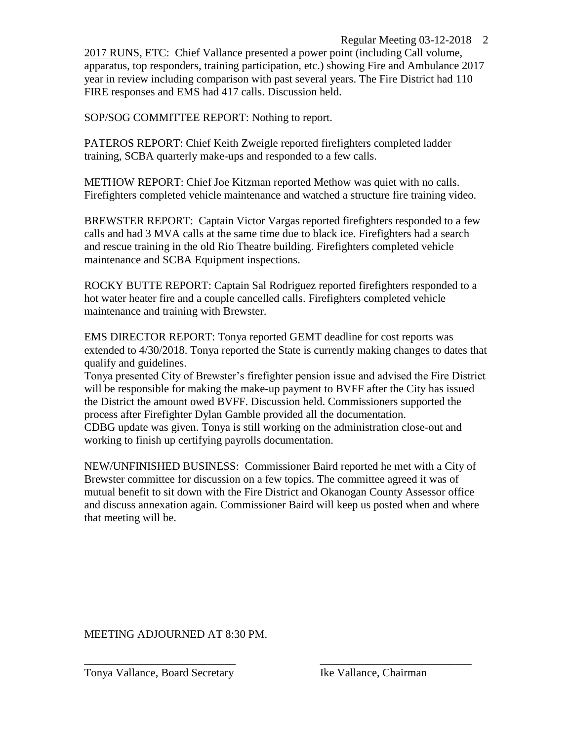2017 RUNS, ETC: Chief Vallance presented a power point (including Call volume, apparatus, top responders, training participation, etc.) showing Fire and Ambulance 2017 year in review including comparison with past several years. The Fire District had 110 FIRE responses and EMS had 417 calls. Discussion held.

SOP/SOG COMMITTEE REPORT: Nothing to report.

PATEROS REPORT: Chief Keith Zweigle reported firefighters completed ladder training, SCBA quarterly make-ups and responded to a few calls.

METHOW REPORT: Chief Joe Kitzman reported Methow was quiet with no calls. Firefighters completed vehicle maintenance and watched a structure fire training video.

BREWSTER REPORT: Captain Victor Vargas reported firefighters responded to a few calls and had 3 MVA calls at the same time due to black ice. Firefighters had a search and rescue training in the old Rio Theatre building. Firefighters completed vehicle maintenance and SCBA Equipment inspections.

ROCKY BUTTE REPORT: Captain Sal Rodriguez reported firefighters responded to a hot water heater fire and a couple cancelled calls. Firefighters completed vehicle maintenance and training with Brewster.

EMS DIRECTOR REPORT: Tonya reported GEMT deadline for cost reports was extended to 4/30/2018. Tonya reported the State is currently making changes to dates that qualify and guidelines.
Tonya presented City of Brewster's firefighter pension issue and advised the Fire District will be responsible for making the make-up payment to BVFF after the City has issued the District the amount owed BVFF. Discussion held. Commissioners supported the process after Firefighter Dylan Gamble provided all the documentation.
CDBG update was given. Tonya is still working on the administration close-out and working to finish up certifying payrolls documentation.

NEW/UNFINISHED BUSINESS: Commissioner Baird reported he met with a City of Brewster committee for discussion on a few topics. The committee agreed it was of mutual benefit to sit down with the Fire District and Okanogan County Assessor office and discuss annexation again. Commissioner Baird will keep us posted when and where that meeting will be.

MEETING ADJOURNED AT 8:30 PM.

\_\_\_\_\_\_\_\_\_\_\_\_\_\_\_\_\_\_\_\_\_\_\_\_\_\_\_ \_\_\_\_\_\_\_\_\_\_\_\_\_\_\_\_\_\_\_\_\_\_\_\_\_\_\_

Tonya Vallance, Board Secretary Ike Vallance, Chairman